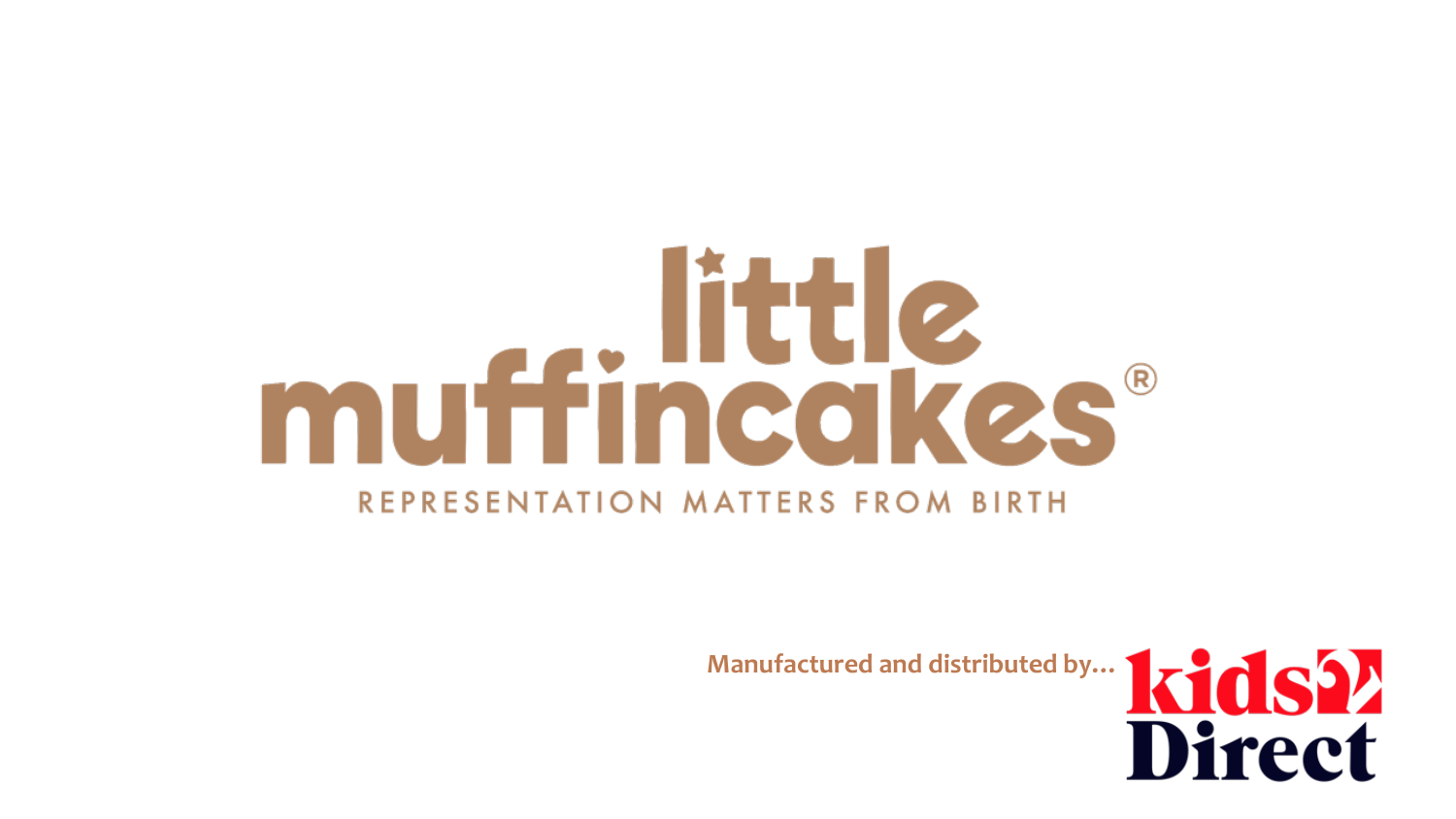# little muffincakes®

REPRESENTATION MATTERS FROM BIRTH

Manufactured and distributed by… kids2 Direct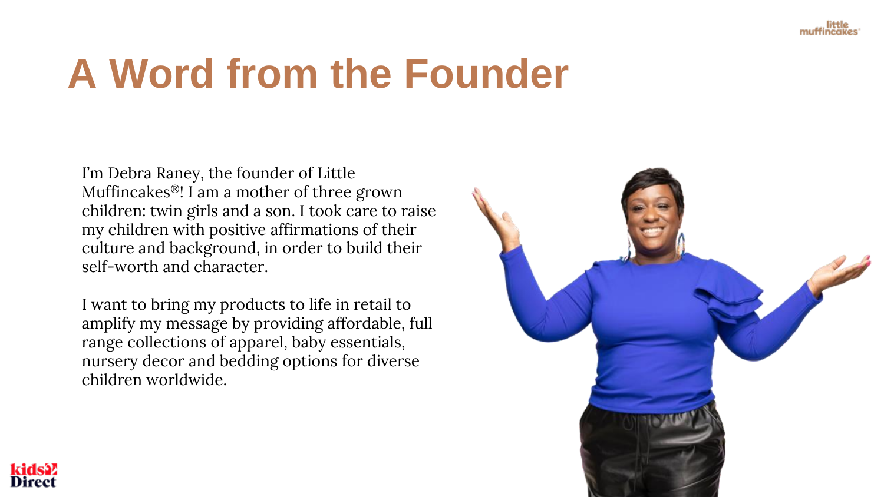# A Word from the Founder

I'm Debra Raney, the founder of Little Muffincakes®! I am a mother of three grown children: twin girls and a son. I took care to raise my children with positive affirmations of their culture and background, in order to build their self-worth and character.

I want to bring my products to life in retail to amplify my message by providing affordable, full range collections of apparel, baby essentials, nursery decor and bedding options for diverse children worldwide.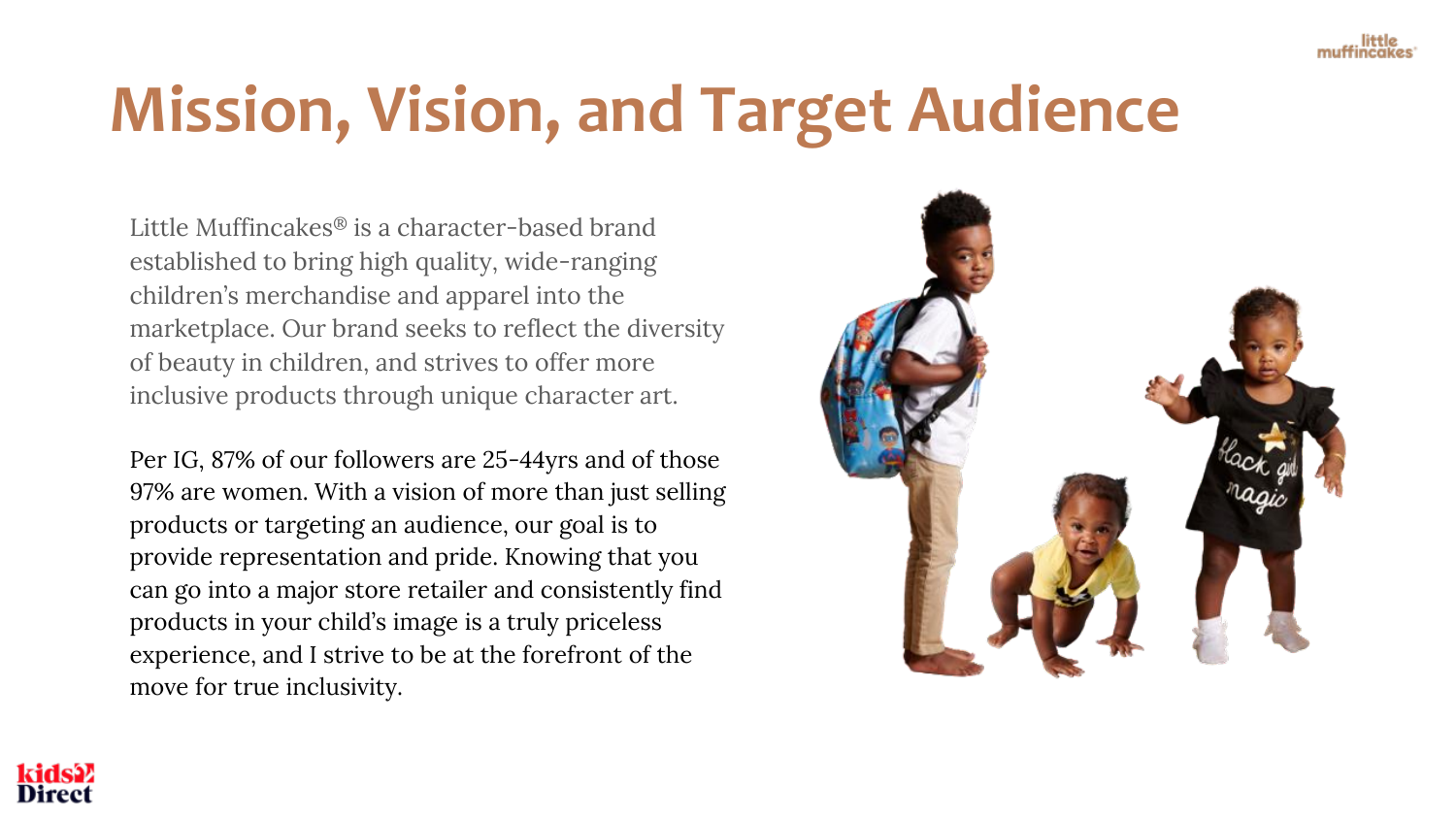# Mission, Vision, and Target Audience

Little Muffincakes® is a character-based brand established to bring high quality, wide-ranging children's merchandise and apparel into the marketplace. Our brand seeks to reflect the diversity of beauty in children, and strives to offer more inclusive products through unique character art.

Per IG, 87% of our followers are 25-44yrs and of those 97% are women. With a vision of more than just selling products or targeting an audience, our goal is to provide representation and pride. Knowing that you can go into a major store retailer and consistently find products in your child's image is a truly priceless experience, and I strive to be at the forefront of the move for true inclusivity.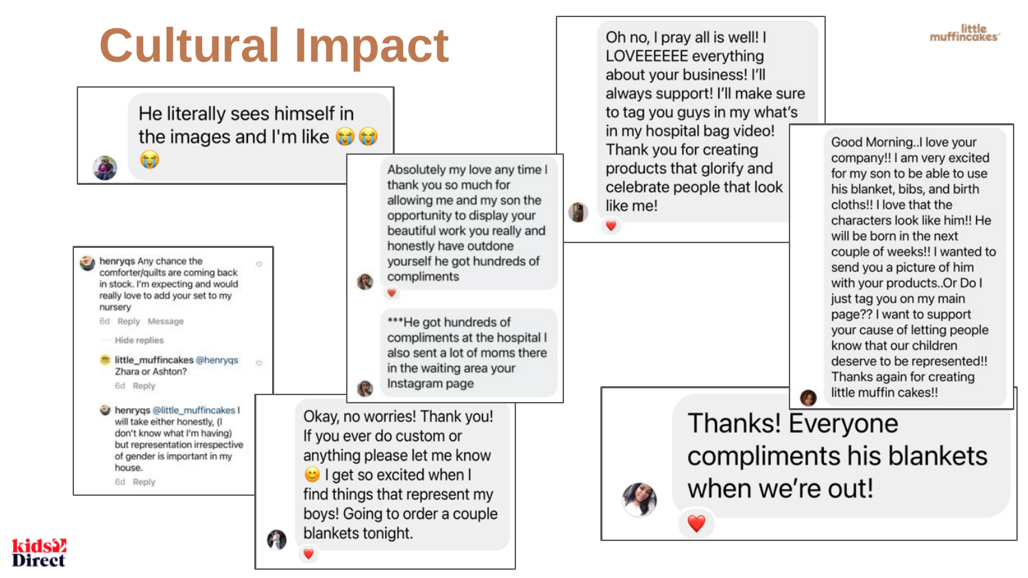# Cultural Impact

little muffincakes

> He literally sees himself in the images and I'm like 😭😭😭

> Absolutely my love any time I thank you so much for allowing me and my son the opportunity to display your beautiful work you really and honestly have outdone yourself he got hundreds of compliments

> ***He got hundreds of compliments at the hospital I also sent a lot of moms there in the waiting area your Instagram page

> Oh no, I pray all is well! I LOVEEEEEE everything about your business! I'll always support! I'll make sure to tag you guys in my what's in my hospital bag video! Thank you for creating products that glorify and celebrate people that look like me!

> Good Morning..I love your company!! I am very excited for my son to be able to use his blanket, bibs, and birth cloths!! I love that the characters look like him!! He will be born in the next couple of weeks!! I wanted to send you a picture of him with your products..Or Do I just tag you on my main page?? I want to support your cause of letting people know that our children deserve to be represented!! Thanks again for creating little muffin cakes!!

> **henryqs** Any chance the comforter/quilts are coming back in stock. I'm expecting and would really love to add your set to my nursery
> 6d Reply Message
>
> Hide replies
>
> **little_muffincakes** @henryqs Zhara or Ashton?
> 6d Reply
>
> **henryqs** @little_muffincakes I will take either honestly, (I don't know what I'm having) but representation irrespective of gender is important in my house.
> 6d Reply

> Okay, no worries! Thank you! If you ever do custom or anything please let me know 😊 I get so excited when I find things that represent my boys! Going to order a couple blankets tonight.

> Thanks! Everyone compliments his blankets when we're out!

kids2 Direct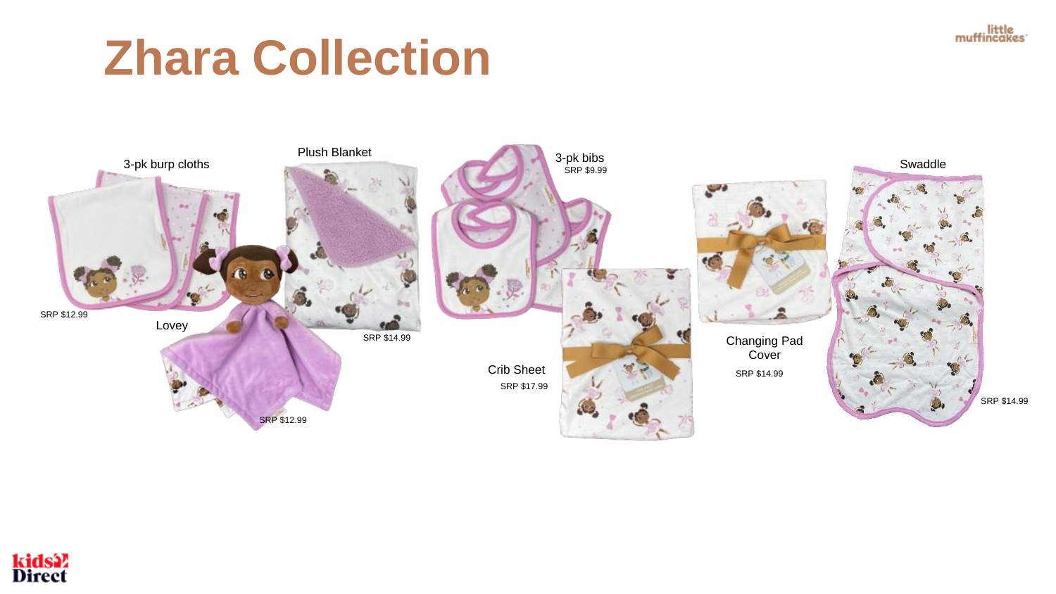# Zhara Collection

3-pk burp cloths

SRP $12.99

Lovey

SRP $12.99

Plush Blanket

SRP $14.99

3-pk bibs

SRP $9.99

Crib Sheet

SRP $17.99

Changing Pad Cover

SRP $14.99

Swaddle

SRP $14.99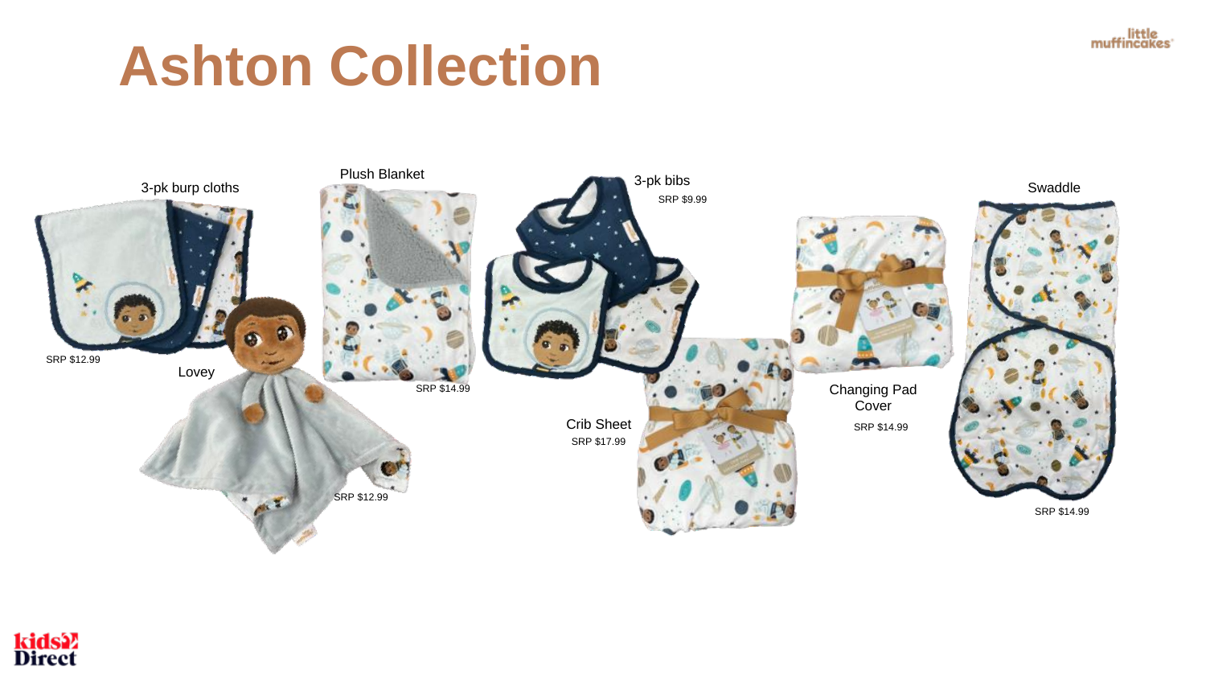# Ashton Collection

3-pk burp cloths

SRP $12.99

Lovey

SRP $12.99

Plush Blanket

SRP $14.99

3-pk bibs

SRP $9.99

Crib Sheet

SRP $17.99

Changing Pad Cover

SRP $14.99

Swaddle

SRP $14.99